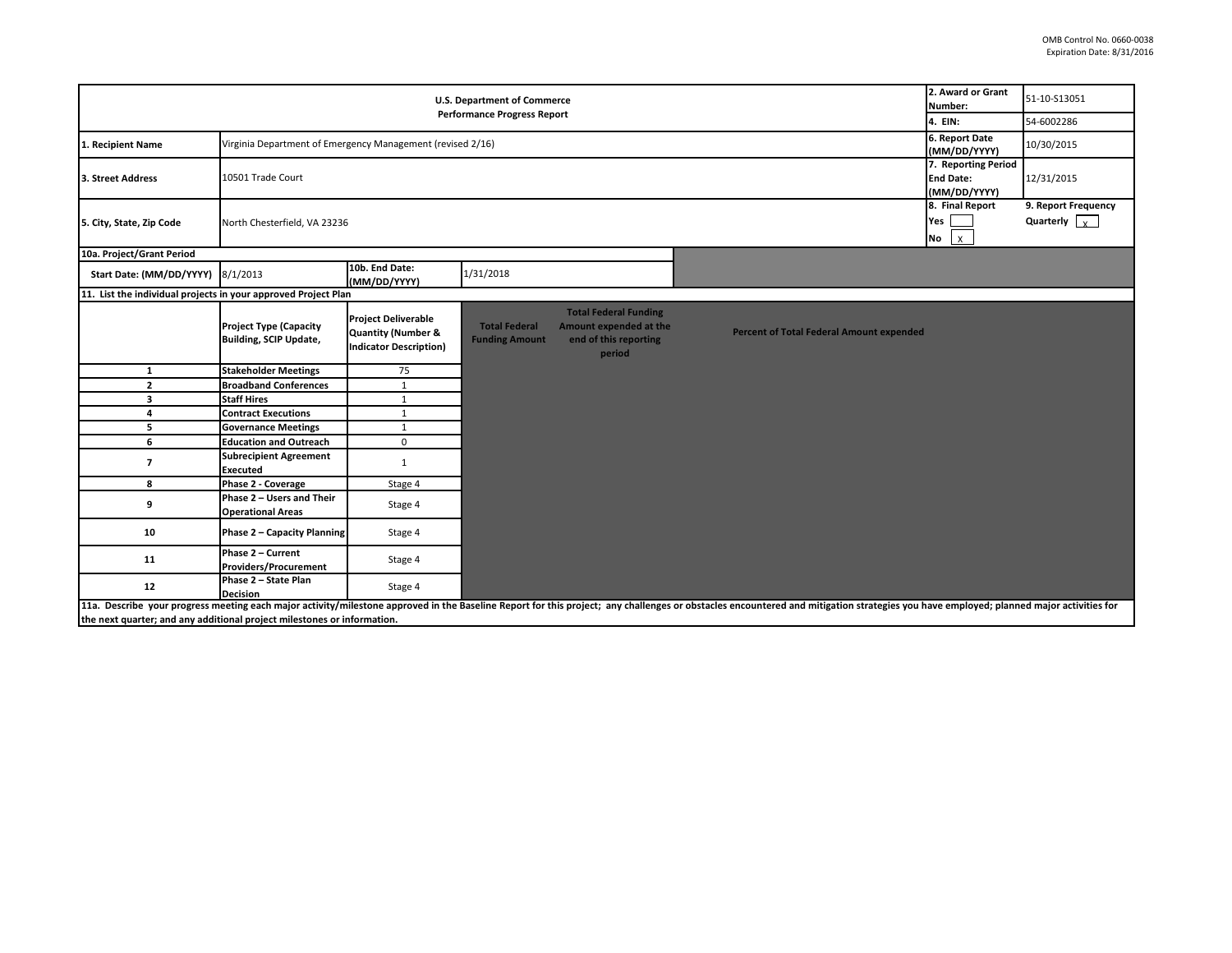OMB Control No. 0660-0038
Expiration Date: 8/31/2016

| U.S. Department of Commerce Performance Progress Report | | 2. Award or Grant Number: | 51-10-S13051 |
|---|---|---|---|
| | | 4. EIN: | 54-6002286 |
| 1. Recipient Name | Virginia Department of Emergency Management (revised 2/16) | 6. Report Date (MM/DD/YYYY) | 10/30/2015 |
| 3. Street Address | 10501 Trade Court | 7. Reporting Period End Date: (MM/DD/YYYY) | 12/31/2015 |
| 5. City, State, Zip Code | North Chesterfield, VA 23236 | 8. Final Report Yes [ ] No [x] | 9. Report Frequency Quarterly [x] |

**10a. Project/Grant Period**

| Start Date: (MM/DD/YYYY) | 8/1/2013 | 10b. End Date: (MM/DD/YYYY) | 1/31/2018 |
|---|---|---|---|

**11. List the individual projects in your approved Project Plan**

| | Project Type (Capacity Building, SCIP Update, | Project Deliverable Quantity (Number & Indicator Description) | Total Federal Funding Amount | Total Federal Funding Amount expended at the end of this reporting period | Percent of Total Federal Amount expended |
|---|---|---|---|---|---|
| 1 | Stakeholder Meetings | 75 | | | |
| 2 | Broadband Conferences | 1 | | | |
| 3 | Staff Hires | 1 | | | |
| 4 | Contract Executions | 1 | | | |
| 5 | Governance Meetings | 1 | | | |
| 6 | Education and Outreach | 0 | | | |
| 7 | Subrecipient Agreement Executed | 1 | | | |
| 8 | Phase 2 - Coverage | Stage 4 | | | |
| 9 | Phase 2 – Users and Their Operational Areas | Stage 4 | | | |
| 10 | Phase 2 – Capacity Planning | Stage 4 | | | |
| 11 | Phase 2 – Current Providers/Procurement | Stage 4 | | | |
| 12 | Phase 2 – State Plan Decision | Stage 4 | | | |

**11a. Describe your progress meeting each major activity/milestone approved in the Baseline Report for this project; any challenges or obstacles encountered and mitigation strategies you have employed; planned major activities for the next quarter; and any additional project milestones or information.**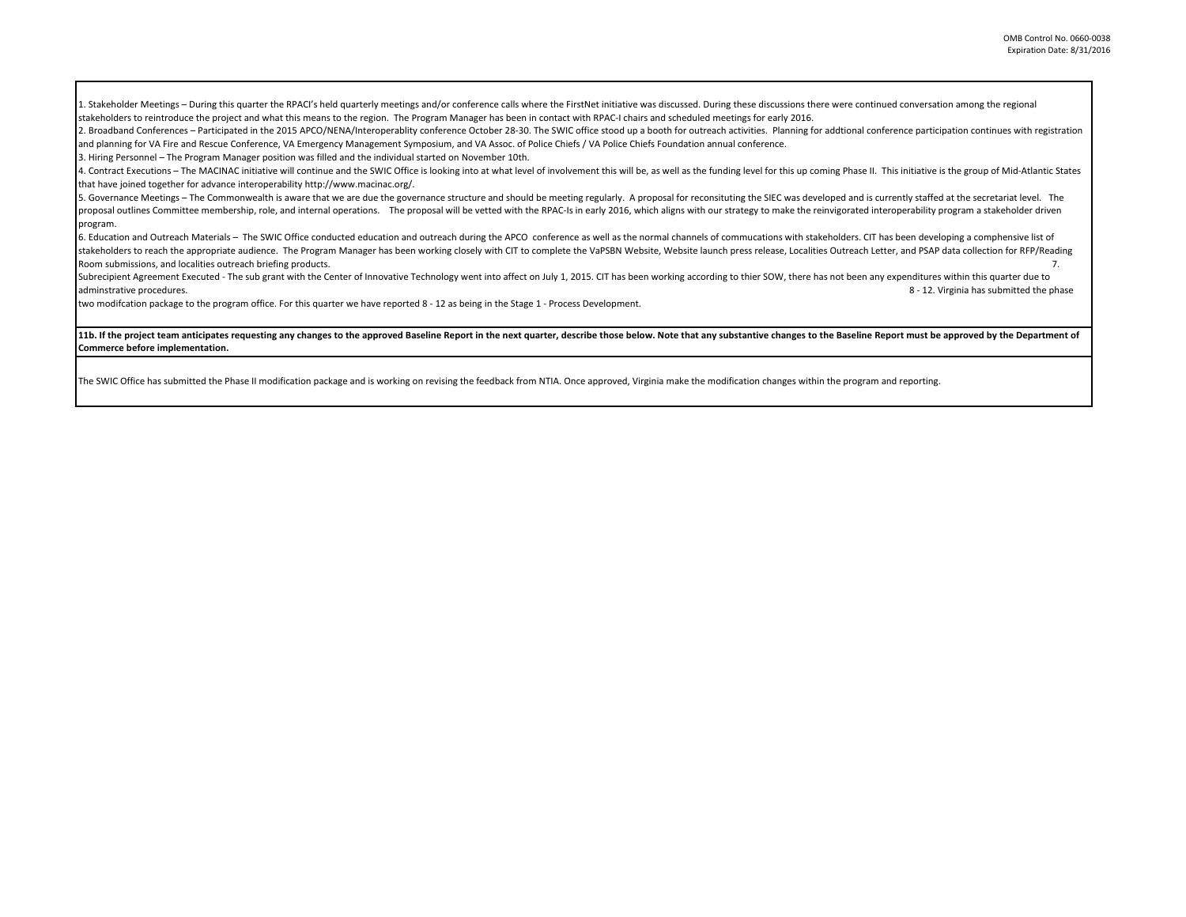1. Stakeholder Meetings – During this quarter the RPACI's held quarterly meetings and/or conference calls where the FirstNet initiative was discussed. During these discussions there were continued conversation among the regional stakeholders to reintroduce the project and what this means to the region. The Program Manager has been in contact with RPAC-I chairs and scheduled meetings for early 2016.
2. Broadband Conferences – Participated in the 2015 APCO/NENA/Interoperablity conference October 28-30. The SWIC office stood up a booth for outreach activities. Planning for addtional conference participation continues with registration and planning for VA Fire and Rescue Conference, VA Emergency Management Symposium, and VA Assoc. of Police Chiefs / VA Police Chiefs Foundation annual conference.
3. Hiring Personnel – The Program Manager position was filled and the individual started on November 10th.
4. Contract Executions – The MACINAC initiative will continue and the SWIC Office is looking into at what level of involvement this will be, as well as the funding level for this up coming Phase II. This initiative is the group of Mid-Atlantic States that have joined together for advance interoperability http://www.macinac.org/.
5. Governance Meetings – The Commonwealth is aware that we are due the governance structure and should be meeting regularly. A proposal for reconsituting the SIEC was developed and is currently staffed at the secretariat level. The proposal outlines Committee membership, role, and internal operations. The proposal will be vetted with the RPAC-Is in early 2016, which aligns with our strategy to make the reinvigorated interoperability program a stakeholder driven program.
6. Education and Outreach Materials – The SWIC Office conducted education and outreach during the APCO conference as well as the normal channels of commucations with stakeholders. CIT has been developing a comphensive list of stakeholders to reach the appropriate audience. The Program Manager has been working closely with CIT to complete the VaPSBN Website, Website launch press release, Localities Outreach Letter, and PSAP data collection for RFP/Reading Room submissions, and localities outreach briefing products.
7. Subrecipient Agreement Executed - The sub grant with the Center of Innovative Technology went into affect on July 1, 2015. CIT has been working according to thier SOW, there has not been any expenditures within this quarter due to adminstrative procedures.
8 - 12. Virginia has submitted the phase two modifcation package to the program office. For this quarter we have reported 8 - 12 as being in the Stage 1 - Process Development.

**11b. If the project team anticipates requesting any changes to the approved Baseline Report in the next quarter, describe those below. Note that any substantive changes to the Baseline Report must be approved by the Department of Commerce before implementation.**

The SWIC Office has submitted the Phase II modification package and is working on revising the feedback from NTIA. Once approved, Virginia make the modification changes within the program and reporting.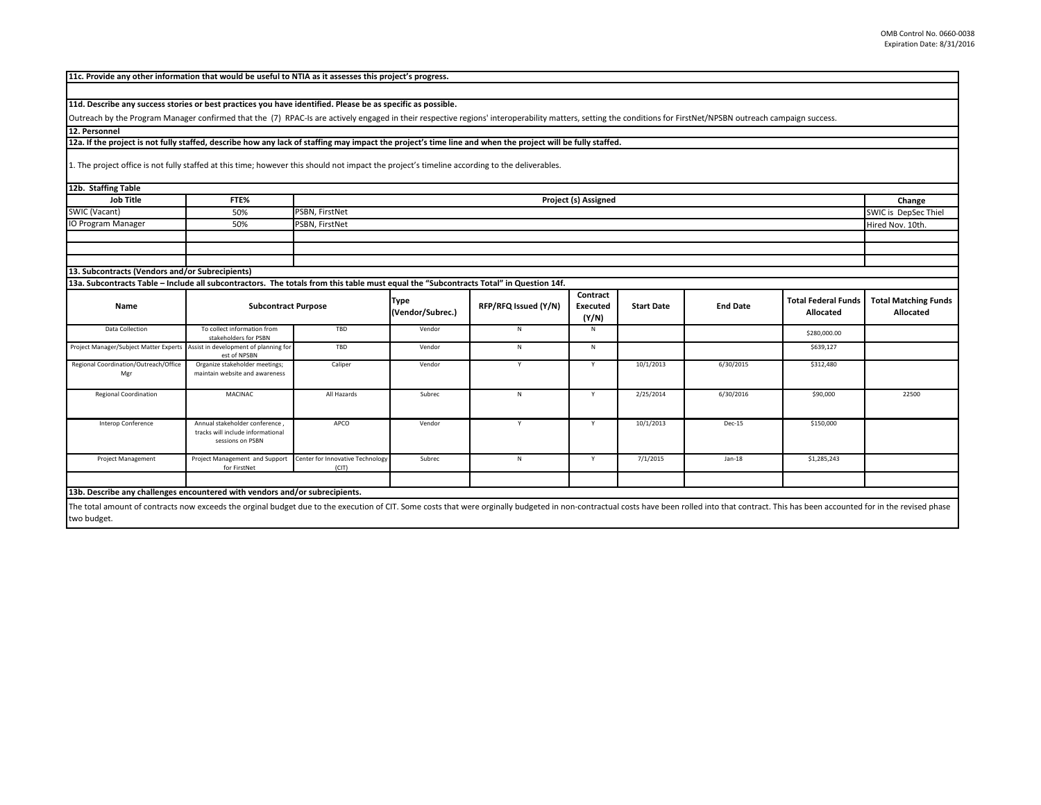**11c. Provide any other information that would be useful to NTIA as it assesses this project's progress.**

**11d. Describe any success stories or best practices you have identified. Please be as specific as possible.**

Outreach by the Program Manager confirmed that the (7) RPAC-Is are actively engaged in their respective regions' interoperability matters, setting the conditions for FirstNet/NPSBN outreach campaign success.

**12. Personnel**

**12a. If the project is not fully staffed, describe how any lack of staffing may impact the project's time line and when the project will be fully staffed.**

1. The project office is not fully staffed at this time; however this should not impact the project's timeline according to the deliverables.

**12b. Staffing Table**

| Job Title | FTE% | Project (s) Assigned | Change |
|---|---|---|---|
| SWIC (Vacant) | 50% | PSBN, FirstNet | SWIC is DepSec Thiel |
| IO Program Manager | 50% | PSBN, FirstNet | Hired Nov. 10th. |
| | | | |
| | | | |
| | | | |

**13. Subcontracts (Vendors and/or Subrecipients)**

**13a. Subcontracts Table – Include all subcontractors. The totals from this table must equal the "Subcontracts Total" in Question 14f.**

| Name | Subcontract Purpose | | Type (Vendor/Subrec.) | RFP/RFQ Issued (Y/N) | Contract Executed (Y/N) | Start Date | End Date | Total Federal Funds Allocated | Total Matching Funds Allocated |
|---|---|---|---|---|---|---|---|---|---|
| Data Collection | To collect information from stakeholders for PSBN | TBD | Vendor | N | N | | | $280,000.00 | |
| Project Manager/Subject Matter Experts | Assist in development of planning for est of NPSBN | TBD | Vendor | N | N | | | $639,127 | |
| Regional Coordination/Outreach/Office Mgr | Organize stakeholder meetings; maintain website and awareness | Caliper | Vendor | Y | Y | 10/1/2013 | 6/30/2015 | $312,480 | |
| Regional Coordination | MACINAC | All Hazards | Subrec | N | Y | 2/25/2014 | 6/30/2016 | $90,000 | 22500 |
| Interop Conference | Annual stakeholder conference , tracks will include informational sessions on PSBN | APCO | Vendor | Y | Y | 10/1/2013 | Dec-15 | $150,000 | |
| Project Management | Project Management and Support for FirstNet | Center for Innovative Technology (CIT) | Subrec | N | Y | 7/1/2015 | Jan-18 | $1,285,243 | |
| | | | | | | | | | |

**13b. Describe any challenges encountered with vendors and/or subrecipients.**

The total amount of contracts now exceeds the orginal budget due to the execution of CIT. Some costs that were orginally budgeted in non-contractual costs have been rolled into that contract. This has been accounted for in the revised phase two budget.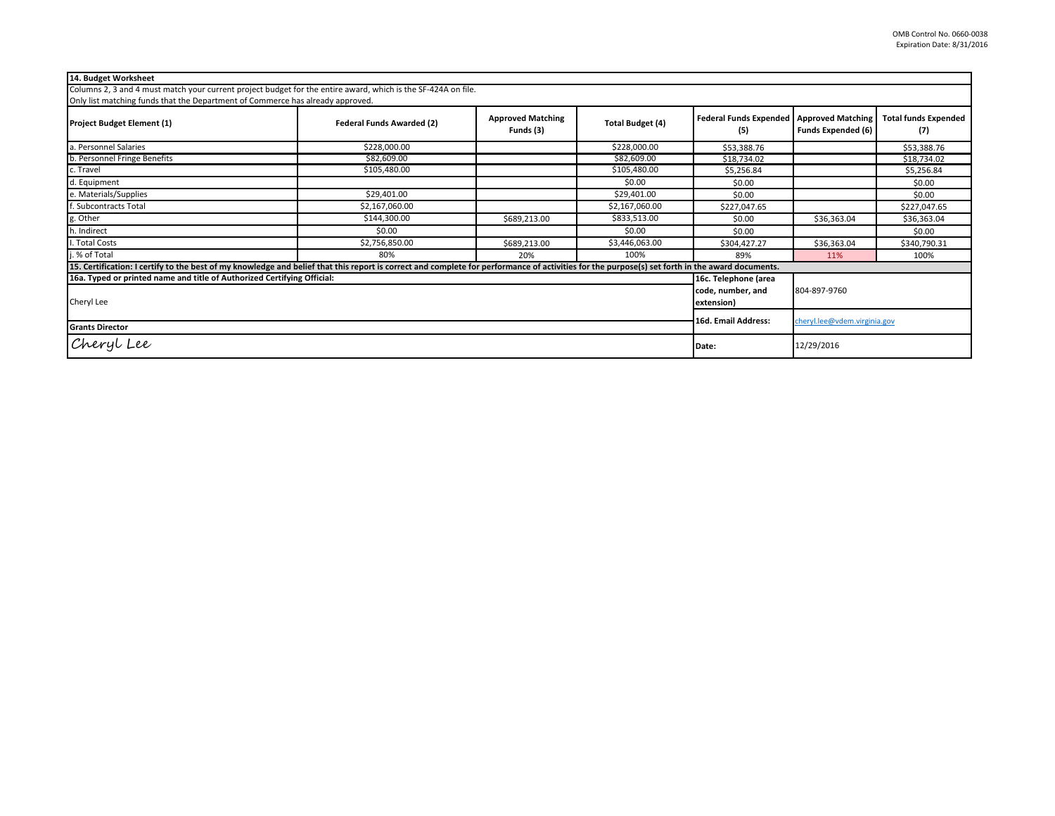OMB Control No. 0660-0038
Expiration Date: 8/31/2016

**14. Budget Worksheet**

Columns 2, 3 and 4 must match your current project budget for the entire award, which is the SF-424A on file.
Only list matching funds that the Department of Commerce has already approved.

| Project Budget Element (1) | Federal Funds Awarded (2) | Approved Matching Funds (3) | Total Budget (4) | Federal Funds Expended (5) | Approved Matching Funds Expended (6) | Total funds Expended (7) |
|---|---|---|---|---|---|---|
| a. Personnel Salaries | $228,000.00 | | $228,000.00 | $53,388.76 | | $53,388.76 |
| b. Personnel Fringe Benefits | $82,609.00 | | $82,609.00 | $18,734.02 | | $18,734.02 |
| c. Travel | $105,480.00 | | $105,480.00 | $5,256.84 | | $5,256.84 |
| d. Equipment | | | $0.00 | $0.00 | | $0.00 |
| e. Materials/Supplies | $29,401.00 | | $29,401.00 | $0.00 | | $0.00 |
| f. Subcontracts Total | $2,167,060.00 | | $2,167,060.00 | $227,047.65 | | $227,047.65 |
| g. Other | $144,300.00 | $689,213.00 | $833,513.00 | $0.00 | $36,363.04 | $36,363.04 |
| h. Indirect | $0.00 | | $0.00 | $0.00 | | $0.00 |
| I. Total Costs | $2,756,850.00 | $689,213.00 | $3,446,063.00 | $304,427.27 | $36,363.04 | $340,790.31 |
| j. % of Total | 80% | 20% | 100% | 89% | 11% | 100% |

**15. Certification: I certify to the best of my knowledge and belief that this report is correct and complete for performance of activities for the purpose(s) set forth in the award documents.**

| | | | |
|---|---|---|---|
| **16a. Typed or printed name and title of Authorized Certifying Official:** Cheryl Lee | | **16c. Telephone (area code, number, and extension)** | 804-897-9760 |
| **Grants Director** | | **16d. Email Address:** | cheryl.lee@vdem.virginia.gov |
| Cheryl Lee | | **Date:** | 12/29/2016 |